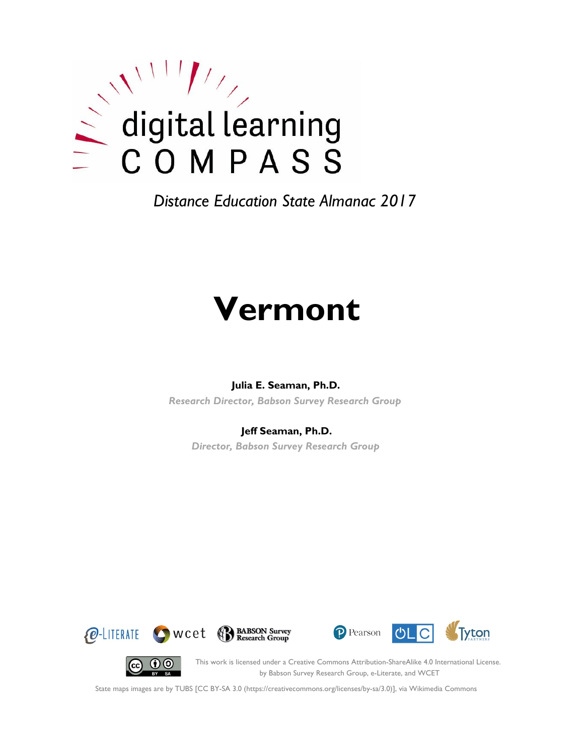digital learning
COMPASS

*Distance Education State Almanac 2017*

# Vermont

**Julia E. Seaman, Ph.D.**

*Research Director, Babson Survey Research Group*

**Jeff Seaman, Ph.D.**

*Director, Babson Survey Research Group*

e-LITERATE wcet BABSON Survey Research Group Pearson OLC Tyton PARTNERS

This work is licensed under a Creative Commons Attribution-ShareAlike 4.0 International License. by Babson Survey Research Group, e-Literate, and WCET

State maps images are by TUBS [CC BY-SA 3.0 (https://creativecommons.org/licenses/by-sa/3.0)], via Wikimedia Commons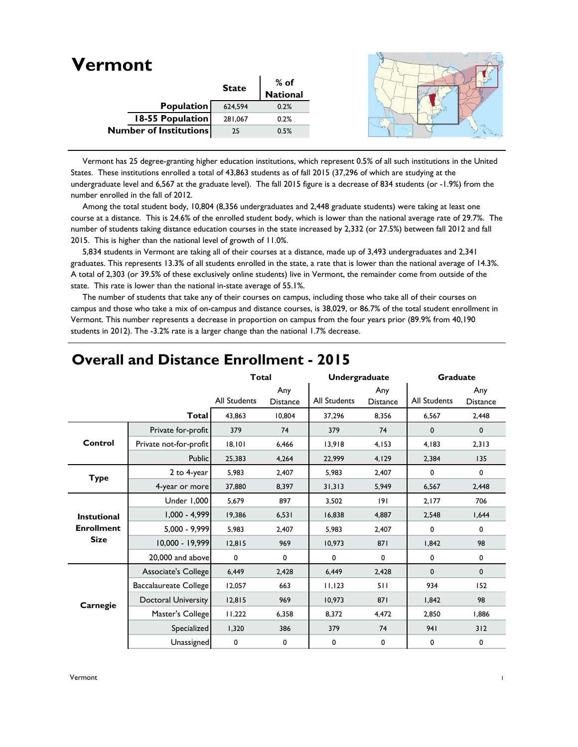# Vermont

| | State | % of National |
|---|---|---|
| **Population** | 624,594 | 0.2% |
| **18-55 Population** | 281,067 | 0.2% |
| **Number of Institutions** | 25 | 0.5% |

Vermont has 25 degree-granting higher education institutions, which represent 0.5% of all such institutions in the United States. These institutions enrolled a total of 43,863 students as of fall 2015 (37,296 of which are studying at the undergraduate level and 6,567 at the graduate level). The fall 2015 figure is a decrease of 834 students (or -1.9%) from the number enrolled in the fall of 2012.

Among the total student body, 10,804 (8,356 undergraduates and 2,448 graduate students) were taking at least one course at a distance. This is 24.6% of the enrolled student body, which is lower than the national average rate of 29.7%. The number of students taking distance education courses in the state increased by 2,332 (or 27.5%) between fall 2012 and fall 2015. This is higher than the national level of growth of 11.0%.

5,834 students in Vermont are taking all of their courses at a distance, made up of 3,493 undergraduates and 2,341 graduates. This represents 13.3% of all students enrolled in the state, a rate that is lower than the national average of 14.3%. A total of 2,303 (or 39.5% of these exclusively online students) live in Vermont, the remainder come from outside of the state. This rate is lower than the national in-state average of 55.1%.

The number of students that take any of their courses on campus, including those who take all of their courses on campus and those who take a mix of on-campus and distance courses, is 38,029, or 86.7% of the total student enrollment in Vermont. This number represents a decrease in proportion on campus from the four years prior (89.9% from 40,190 students in 2012). The -3.2% rate is a larger change than the national 1.7% decrease.

## Overall and Distance Enrollment - 2015

| | | Total | | Undergraduate | | Graduate | |
|---|---|---|---|---|---|---|---|
| | | All Students | Any Distance | All Students | Any Distance | All Students | Any Distance |
| | **Total** | 43,863 | 10,804 | 37,296 | 8,356 | 6,567 | 2,448 |
| **Control** | Private for-profit | 379 | 74 | 379 | 74 | 0 | 0 |
| | Private not-for-profit | 18,101 | 6,466 | 13,918 | 4,153 | 4,183 | 2,313 |
| | Public | 25,383 | 4,264 | 22,999 | 4,129 | 2,384 | 135 |
| **Type** | 2 to 4-year | 5,983 | 2,407 | 5,983 | 2,407 | 0 | 0 |
| | 4-year or more | 37,880 | 8,397 | 31,313 | 5,949 | 6,567 | 2,448 |
| **Instutional Enrollment Size** | Under 1,000 | 5,679 | 897 | 3,502 | 191 | 2,177 | 706 |
| | 1,000 - 4,999 | 19,386 | 6,531 | 16,838 | 4,887 | 2,548 | 1,644 |
| | 5,000 - 9,999 | 5,983 | 2,407 | 5,983 | 2,407 | 0 | 0 |
| | 10,000 - 19,999 | 12,815 | 969 | 10,973 | 871 | 1,842 | 98 |
| | 20,000 and above | 0 | 0 | 0 | 0 | 0 | 0 |
| **Carnegie** | Associate's College | 6,449 | 2,428 | 6,449 | 2,428 | 0 | 0 |
| | Baccalaureate College | 12,057 | 663 | 11,123 | 511 | 934 | 152 |
| | Doctoral University | 12,815 | 969 | 10,973 | 871 | 1,842 | 98 |
| | Master's College | 11,222 | 6,358 | 8,372 | 4,472 | 2,850 | 1,886 |
| | Specialized | 1,320 | 386 | 379 | 74 | 941 | 312 |
| | Unassigned | 0 | 0 | 0 | 0 | 0 | 0 |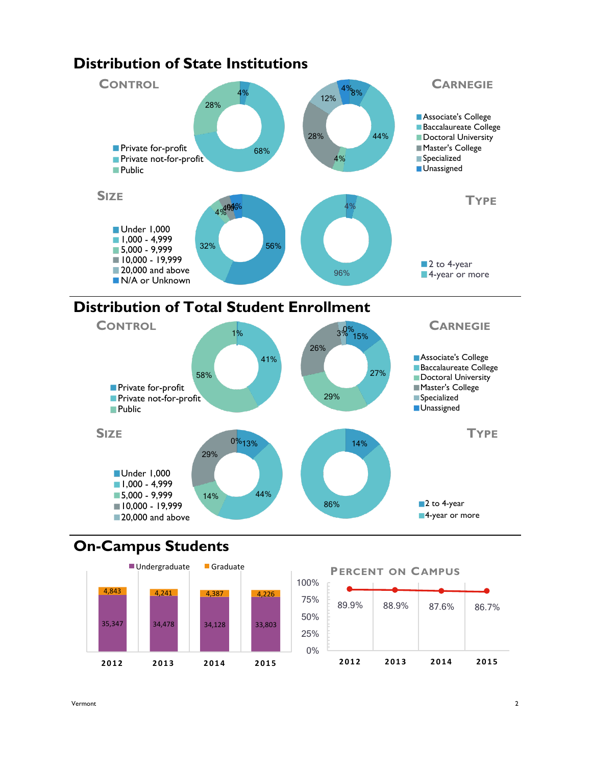## Distribution of State Institutions

### Control

- Private for-profit: 4%
- Private not-for-profit: 68%
- Public: 28%

### Carnegie

- Associate's College: 8%
- Baccalaureate College: 44%
- Doctoral University: 4%
- Master's College: 28%
- Specialized: 12%
- Unassigned: 4%

### Size

- Under 1,000: 56%
- 1,000 - 4,999: 32%
- 5,000 - 9,999: 4%
- 10,000 - 19,999: 4%
- 20,000 and above: 0%
- N/A or Unknown: 4%

### Type

- 2 to 4-year: 4%
- 4-year or more: 96%

## Distribution of Total Student Enrollment

### Control

- Private for-profit: 1%
- Private not-for-profit: 41%
- Public: 58%

### Carnegie

- Associate's College: 15%
- Baccalaureate College: 27%
- Doctoral University: 29%
- Master's College: 26%
- Specialized: 3%
- Unassigned: 0%

### Size

- Under 1,000: 13%
- 1,000 - 4,999: 44%
- 5,000 - 9,999: 14%
- 10,000 - 19,999: 29%
- 20,000 and above: 0%

### Type

- 2 to 4-year: 14%
- 4-year or more: 86%

## On-Campus Students

| Year | Undergraduate | Graduate |
|---|---|---|
| 2012 | 35,347 | 4,843 |
| 2013 | 34,478 | 4,241 |
| 2014 | 34,128 | 4,387 |
| 2015 | 33,803 | 4,226 |

### Percent on Campus

| Year | Percent |
|---|---|
| 2012 | 89.9% |
| 2013 | 88.9% |
| 2014 | 87.6% |
| 2015 | 86.7% |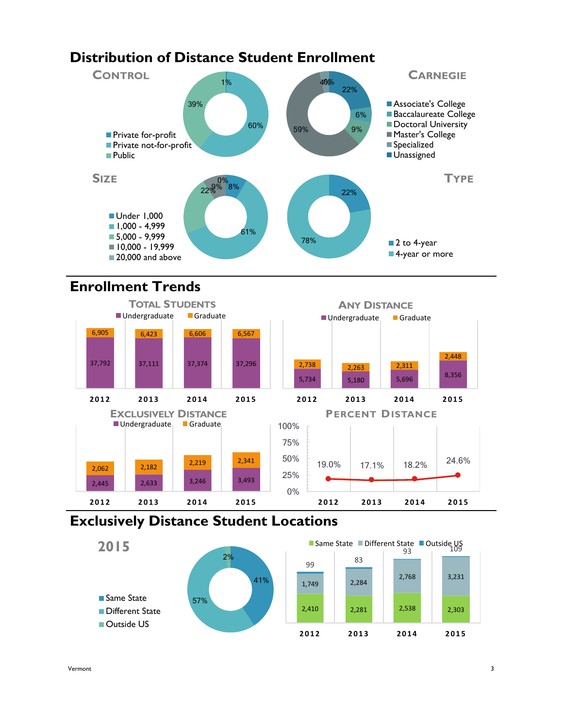# Distribution of Distance Student Enrollment

## Control

- Private for-profit: 1%
- Private not-for-profit: 60%
- Public: 39%

## Carnegie

- Associate's College: 22%
- Baccalaureate College: 6%
- Doctoral University: 9%
- Master's College: 59%
- Specialized: 4%
- Unassigned: 0%

## Size

- Under 1,000: 8%
- 1,000 - 4,999: 61%
- 5,000 - 9,999: 22%
- 10,000 - 19,999: 9%
- 20,000 and above: 0%

## Type

- 2 to 4-year: 22%
- 4-year or more: 78%

# Enrollment Trends

## Total Students

| | 2012 | 2013 | 2014 | 2015 |
|---|---|---|---|---|
| Undergraduate | 37,792 | 37,111 | 37,374 | 37,296 |
| Graduate | 6,905 | 6,423 | 6,606 | 6,567 |

## Any Distance

| | 2012 | 2013 | 2014 | 2015 |
|---|---|---|---|---|
| Undergraduate | 5,734 | 5,180 | 5,696 | 8,356 |
| Graduate | 2,738 | 2,263 | 2,311 | 2,448 |

## Exclusively Distance

| | 2012 | 2013 | 2014 | 2015 |
|---|---|---|---|---|
| Undergraduate | 2,445 | 2,633 | 3,246 | 3,493 |
| Graduate | 2,062 | 2,182 | 2,219 | 2,341 |

## Percent Distance

| 2012 | 2013 | 2014 | 2015 |
|---|---|---|---|
| 19.0% | 17.1% | 18.2% | 24.6% |

# Exclusively Distance Student Locations

## 2015

- Same State: 41%
- Different State: 57%
- Outside US: 2%

| | 2012 | 2013 | 2014 | 2015 |
|---|---|---|---|---|
| Same State | 2,410 | 2,281 | 2,538 | 2,303 |
| Different State | 1,749 | 2,284 | 2,768 | 3,231 |
| Outside US | 99 | 83 | 93 | 109 |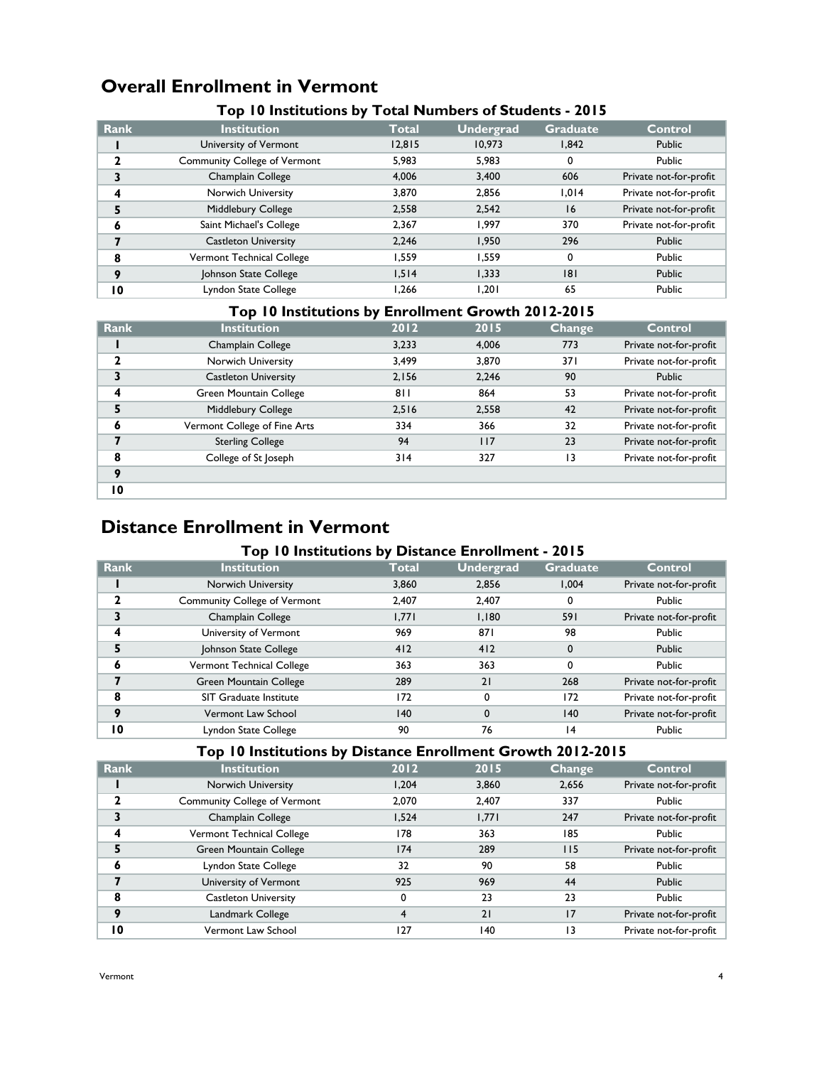## Overall Enrollment in Vermont

### Top 10 Institutions by Total Numbers of Students - 2015

| Rank | Institution | Total | Undergrad | Graduate | Control |
|---|---|---|---|---|---|
| 1 | University of Vermont | 12,815 | 10,973 | 1,842 | Public |
| 2 | Community College of Vermont | 5,983 | 5,983 | 0 | Public |
| 3 | Champlain College | 4,006 | 3,400 | 606 | Private not-for-profit |
| 4 | Norwich University | 3,870 | 2,856 | 1,014 | Private not-for-profit |
| 5 | Middlebury College | 2,558 | 2,542 | 16 | Private not-for-profit |
| 6 | Saint Michael's College | 2,367 | 1,997 | 370 | Private not-for-profit |
| 7 | Castleton University | 2,246 | 1,950 | 296 | Public |
| 8 | Vermont Technical College | 1,559 | 1,559 | 0 | Public |
| 9 | Johnson State College | 1,514 | 1,333 | 181 | Public |
| 10 | Lyndon State College | 1,266 | 1,201 | 65 | Public |

### Top 10 Institutions by Enrollment Growth 2012-2015

| Rank | Institution | 2012 | 2015 | Change | Control |
|---|---|---|---|---|---|
| 1 | Champlain College | 3,233 | 4,006 | 773 | Private not-for-profit |
| 2 | Norwich University | 3,499 | 3,870 | 371 | Private not-for-profit |
| 3 | Castleton University | 2,156 | 2,246 | 90 | Public |
| 4 | Green Mountain College | 811 | 864 | 53 | Private not-for-profit |
| 5 | Middlebury College | 2,516 | 2,558 | 42 | Private not-for-profit |
| 6 | Vermont College of Fine Arts | 334 | 366 | 32 | Private not-for-profit |
| 7 | Sterling College | 94 | 117 | 23 | Private not-for-profit |
| 8 | College of St Joseph | 314 | 327 | 13 | Private not-for-profit |
| 9 | | | | | |
| 10 | | | | | |

## Distance Enrollment in Vermont

### Top 10 Institutions by Distance Enrollment - 2015

| Rank | Institution | Total | Undergrad | Graduate | Control |
|---|---|---|---|---|---|
| 1 | Norwich University | 3,860 | 2,856 | 1,004 | Private not-for-profit |
| 2 | Community College of Vermont | 2,407 | 2,407 | 0 | Public |
| 3 | Champlain College | 1,771 | 1,180 | 591 | Private not-for-profit |
| 4 | University of Vermont | 969 | 871 | 98 | Public |
| 5 | Johnson State College | 412 | 412 | 0 | Public |
| 6 | Vermont Technical College | 363 | 363 | 0 | Public |
| 7 | Green Mountain College | 289 | 21 | 268 | Private not-for-profit |
| 8 | SIT Graduate Institute | 172 | 0 | 172 | Private not-for-profit |
| 9 | Vermont Law School | 140 | 0 | 140 | Private not-for-profit |
| 10 | Lyndon State College | 90 | 76 | 14 | Public |

### Top 10 Institutions by Distance Enrollment Growth 2012-2015

| Rank | Institution | 2012 | 2015 | Change | Control |
|---|---|---|---|---|---|
| 1 | Norwich University | 1,204 | 3,860 | 2,656 | Private not-for-profit |
| 2 | Community College of Vermont | 2,070 | 2,407 | 337 | Public |
| 3 | Champlain College | 1,524 | 1,771 | 247 | Private not-for-profit |
| 4 | Vermont Technical College | 178 | 363 | 185 | Public |
| 5 | Green Mountain College | 174 | 289 | 115 | Private not-for-profit |
| 6 | Lyndon State College | 32 | 90 | 58 | Public |
| 7 | University of Vermont | 925 | 969 | 44 | Public |
| 8 | Castleton University | 0 | 23 | 23 | Public |
| 9 | Landmark College | 4 | 21 | 17 | Private not-for-profit |
| 10 | Vermont Law School | 127 | 140 | 13 | Private not-for-profit |